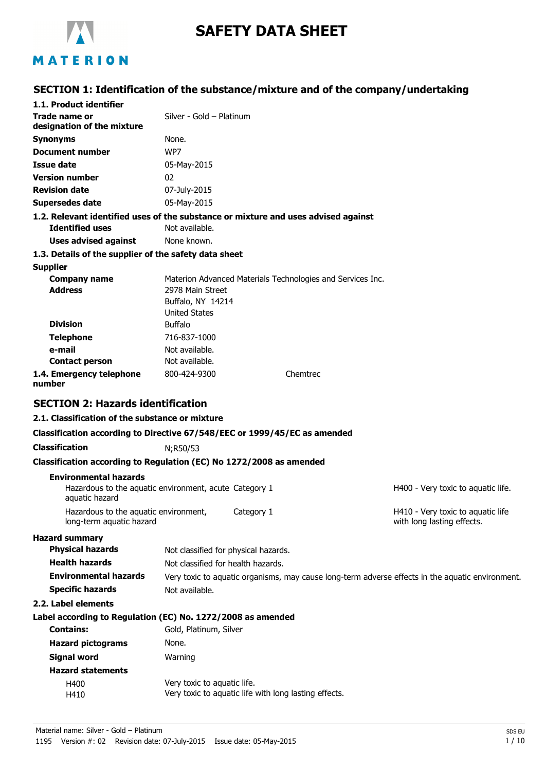# SAFETY DATA SHEET

## SECTION 1: Identification of the substance/mixture and of the company/undertaking

### 1.1. Product identifier

| | |
|---|---|
| **Trade name or designation of the mixture** | Silver - Gold – Platinum |
| **Synonyms** | None. |
| **Document number** | WP7 |
| **Issue date** | 05-May-2015 |
| **Version number** | 02 |
| **Revision date** | 07-July-2015 |
| **Supersedes date** | 05-May-2015 |

### 1.2. Relevant identified uses of the substance or mixture and uses advised against

| | |
|---|---|
| **Identified uses** | Not available. |
| **Uses advised against** | None known. |

### 1.3. Details of the supplier of the safety data sheet

**Supplier**

| | |
|---|---|
| **Company name** | Materion Advanced Materials Technologies and Services Inc. |
| **Address** | 2978 Main Street<br>Buffalo, NY 14214<br>United States |
| **Division** | Buffalo |
| **Telephone** | 716-837-1000 |
| **e-mail** | Not available. |
| **Contact person** | Not available. |

**1.4. Emergency telephone number** 800-424-9300 Chemtrec

## SECTION 2: Hazards identification

### 2.1. Classification of the substance or mixture

**Classification according to Directive 67/548/EEC or 1999/45/EC as amended**

**Classification** N;R50/53

**Classification according to Regulation (EC) No 1272/2008 as amended**

**Environmental hazards**

| | | |
|---|---|---|
| Hazardous to the aquatic environment, acute aquatic hazard | Category 1 | H400 - Very toxic to aquatic life. |
| Hazardous to the aquatic environment, long-term aquatic hazard | Category 1 | H410 - Very toxic to aquatic life with long lasting effects. |

**Hazard summary**

| | |
|---|---|
| **Physical hazards** | Not classified for physical hazards. |
| **Health hazards** | Not classified for health hazards. |
| **Environmental hazards** | Very toxic to aquatic organisms, may cause long-term adverse effects in the aquatic environment. |
| **Specific hazards** | Not available. |

### 2.2. Label elements

**Label according to Regulation (EC) No. 1272/2008 as amended**

| | |
|---|---|
| **Contains:** | Gold, Platinum, Silver |
| **Hazard pictograms** | None. |
| **Signal word** | Warning |

**Hazard statements**

| | |
|---|---|
| H400 | Very toxic to aquatic life. |
| H410 | Very toxic to aquatic life with long lasting effects. |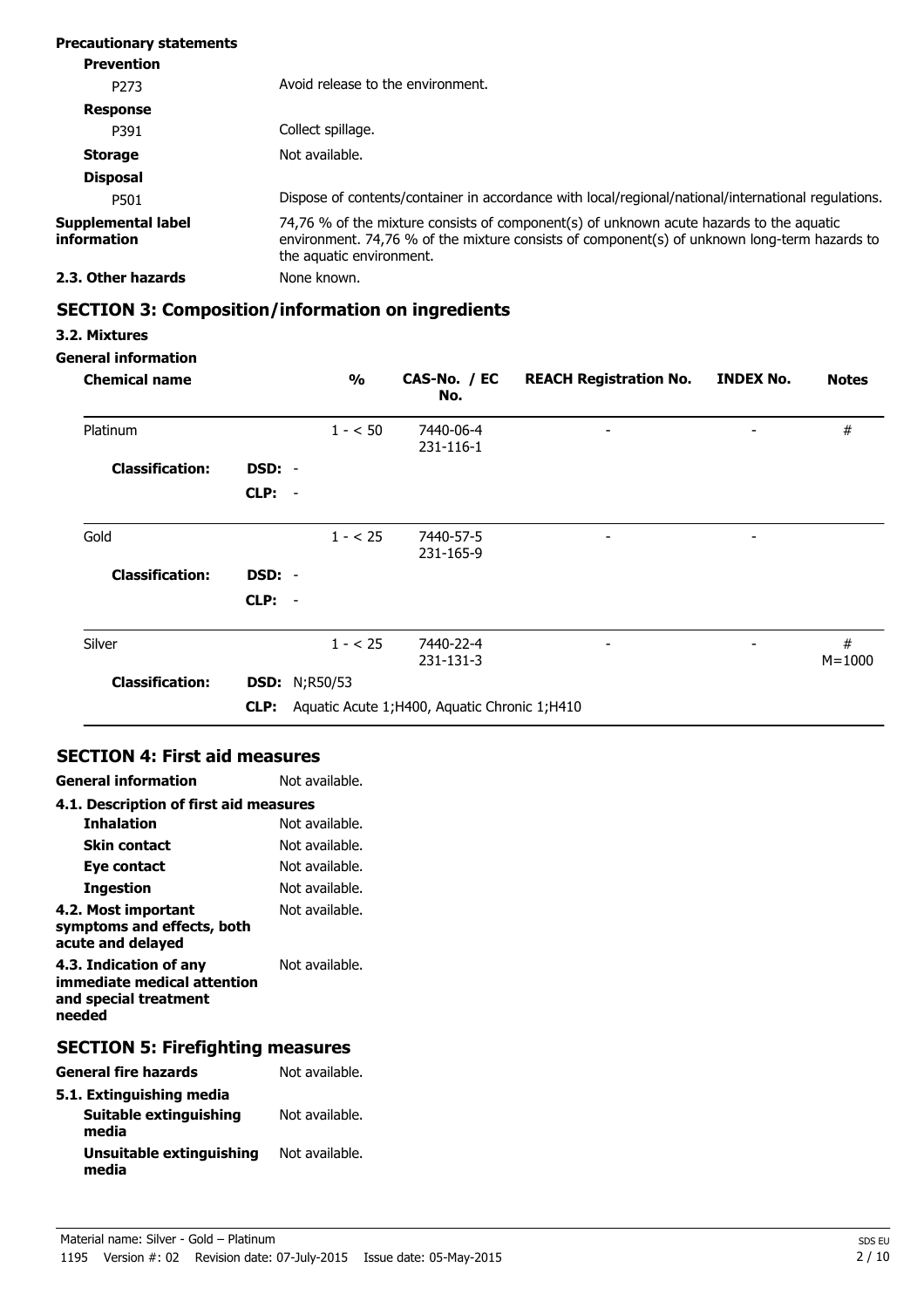**Precautionary statements**

**Prevention**

| | |
|---|---|
| P273 | Avoid release to the environment. |

**Response**

| | |
|---|---|
| P391 | Collect spillage. |

**Storage** Not available.

**Disposal**

| | |
|---|---|
| P501 | Dispose of contents/container in accordance with local/regional/national/international regulations. |

**Supplemental label information** 74,76 % of the mixture consists of component(s) of unknown acute hazards to the aquatic environment. 74,76 % of the mixture consists of component(s) of unknown long-term hazards to the aquatic environment.

**2.3. Other hazards** None known.

## SECTION 3: Composition/information on ingredients

### 3.2. Mixtures

**General information**

| Chemical name | | % | CAS-No. / EC No. | REACH Registration No. | INDEX No. | Notes |
|---|---|---|---|---|---|---|
| Platinum | | 1 - < 50 | 7440-06-4 231-116-1 | - | - | # |
| **Classification:** | **DSD:** - | | | | | |
| | **CLP:** - | | | | | |
| Gold | | 1 - < 25 | 7440-57-5 231-165-9 | - | - | |
| **Classification:** | **DSD:** - | | | | | |
| | **CLP:** - | | | | | |
| Silver | | 1 - < 25 | 7440-22-4 231-131-3 | - | - | # M=1000 |
| **Classification:** | **DSD:** N;R50/53 | | | | | |
| | **CLP:** Aquatic Acute 1;H400, Aquatic Chronic 1;H410 | | | | | |

## SECTION 4: First aid measures

**General information** Not available.

**4.1. Description of first aid measures**

| | |
|---|---|
| **Inhalation** | Not available. |
| **Skin contact** | Not available. |
| **Eye contact** | Not available. |
| **Ingestion** | Not available. |

**4.2. Most important symptoms and effects, both acute and delayed** Not available.

**4.3. Indication of any immediate medical attention and special treatment needed** Not available.

## SECTION 5: Firefighting measures

**General fire hazards** Not available.

**5.1. Extinguishing media**

| | |
|---|---|
| **Suitable extinguishing media** | Not available. |
| **Unsuitable extinguishing media** | Not available. |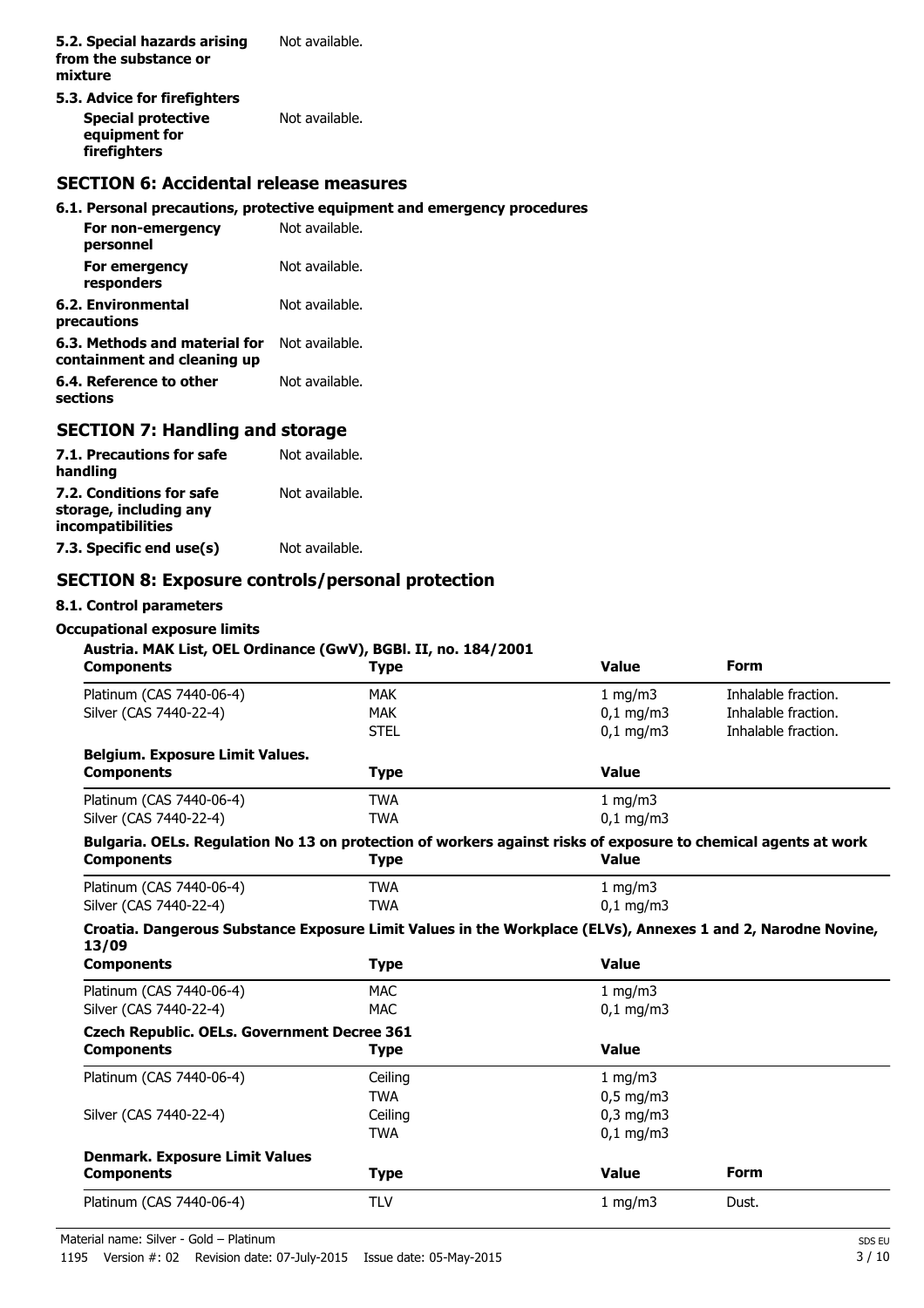**5.2. Special hazards arising from the substance or mixture** Not available.

**5.3. Advice for firefighters**

**Special protective equipment for firefighters** Not available.

## SECTION 6: Accidental release measures

**6.1. Personal precautions, protective equipment and emergency procedures**

**For non-emergency personnel** Not available.

**For emergency responders** Not available.

**6.2. Environmental precautions** Not available.

**6.3. Methods and material for containment and cleaning up** Not available.

**6.4. Reference to other sections** Not available.

## SECTION 7: Handling and storage

**7.1. Precautions for safe handling** Not available.

**7.2. Conditions for safe storage, including any incompatibilities** Not available.

**7.3. Specific end use(s)** Not available.

## SECTION 8: Exposure controls/personal protection

**8.1. Control parameters**

**Occupational exposure limits**

**Austria. MAK List, OEL Ordinance (GwV), BGBl. II, no. 184/2001**

| Components | Type | Value | Form |
|---|---|---|---|
| Platinum (CAS 7440-06-4) | MAK | 1 mg/m3 | Inhalable fraction. |
| Silver (CAS 7440-22-4) | MAK | 0,1 mg/m3 | Inhalable fraction. |
| | STEL | 0,1 mg/m3 | Inhalable fraction. |

**Belgium. Exposure Limit Values.**

| Components | Type | Value |
|---|---|---|
| Platinum (CAS 7440-06-4) | TWA | 1 mg/m3 |
| Silver (CAS 7440-22-4) | TWA | 0,1 mg/m3 |

**Bulgaria. OELs. Regulation No 13 on protection of workers against risks of exposure to chemical agents at work**

| Components | Type | Value |
|---|---|---|
| Platinum (CAS 7440-06-4) | TWA | 1 mg/m3 |
| Silver (CAS 7440-22-4) | TWA | 0,1 mg/m3 |

**Croatia. Dangerous Substance Exposure Limit Values in the Workplace (ELVs), Annexes 1 and 2, Narodne Novine, 13/09**

| Components | Type | Value |
|---|---|---|
| Platinum (CAS 7440-06-4) | MAC | 1 mg/m3 |
| Silver (CAS 7440-22-4) | MAC | 0,1 mg/m3 |

**Czech Republic. OELs. Government Decree 361**

| Components | Type | Value |
|---|---|---|
| Platinum (CAS 7440-06-4) | Ceiling | 1 mg/m3 |
| | TWA | 0,5 mg/m3 |
| Silver (CAS 7440-22-4) | Ceiling | 0,3 mg/m3 |
| | TWA | 0,1 mg/m3 |

**Denmark. Exposure Limit Values**

| Components | Type | Value | Form |
|---|---|---|---|
| Platinum (CAS 7440-06-4) | TLV | 1 mg/m3 | Dust. |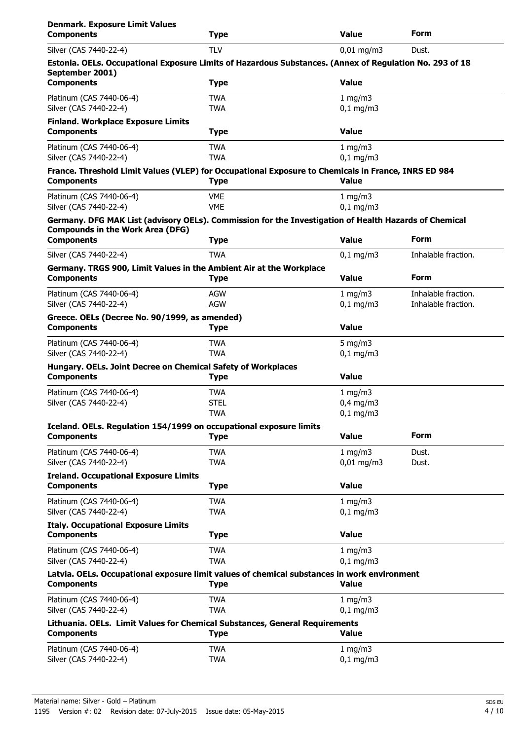**Denmark. Exposure Limit Values**

| Components | Type | Value | Form |
|---|---|---|---|
| Silver (CAS 7440-22-4) | TLV | 0,01 mg/m3 | Dust. |

**Estonia. OELs. Occupational Exposure Limits of Hazardous Substances. (Annex of Regulation No. 293 of 18 September 2001)**

| Components | Type | Value |
|---|---|---|
| Platinum (CAS 7440-06-4) | TWA | 1 mg/m3 |
| Silver (CAS 7440-22-4) | TWA | 0,1 mg/m3 |

**Finland. Workplace Exposure Limits**

| Components | Type | Value |
|---|---|---|
| Platinum (CAS 7440-06-4) | TWA | 1 mg/m3 |
| Silver (CAS 7440-22-4) | TWA | 0,1 mg/m3 |

**France. Threshold Limit Values (VLEP) for Occupational Exposure to Chemicals in France, INRS ED 984**

| Components | Type | Value |
|---|---|---|
| Platinum (CAS 7440-06-4) | VME | 1 mg/m3 |
| Silver (CAS 7440-22-4) | VME | 0,1 mg/m3 |

**Germany. DFG MAK List (advisory OELs). Commission for the Investigation of Health Hazards of Chemical Compounds in the Work Area (DFG)**

| Components | Type | Value | Form |
|---|---|---|---|
| Silver (CAS 7440-22-4) | TWA | 0,1 mg/m3 | Inhalable fraction. |

**Germany. TRGS 900, Limit Values in the Ambient Air at the Workplace**

| Components | Type | Value | Form |
|---|---|---|---|
| Platinum (CAS 7440-06-4) | AGW | 1 mg/m3 | Inhalable fraction. |
| Silver (CAS 7440-22-4) | AGW | 0,1 mg/m3 | Inhalable fraction. |

**Greece. OELs (Decree No. 90/1999, as amended)**

| Components | Type | Value |
|---|---|---|
| Platinum (CAS 7440-06-4) | TWA | 5 mg/m3 |
| Silver (CAS 7440-22-4) | TWA | 0,1 mg/m3 |

**Hungary. OELs. Joint Decree on Chemical Safety of Workplaces**

| Components | Type | Value |
|---|---|---|
| Platinum (CAS 7440-06-4) | TWA | 1 mg/m3 |
| Silver (CAS 7440-22-4) | STEL | 0,4 mg/m3 |
| | TWA | 0,1 mg/m3 |

**Iceland. OELs. Regulation 154/1999 on occupational exposure limits**

| Components | Type | Value | Form |
|---|---|---|---|
| Platinum (CAS 7440-06-4) | TWA | 1 mg/m3 | Dust. |
| Silver (CAS 7440-22-4) | TWA | 0,01 mg/m3 | Dust. |

**Ireland. Occupational Exposure Limits**

| Components | Type | Value |
|---|---|---|
| Platinum (CAS 7440-06-4) | TWA | 1 mg/m3 |
| Silver (CAS 7440-22-4) | TWA | 0,1 mg/m3 |

**Italy. Occupational Exposure Limits**

| Components | Type | Value |
|---|---|---|
| Platinum (CAS 7440-06-4) | TWA | 1 mg/m3 |
| Silver (CAS 7440-22-4) | TWA | 0,1 mg/m3 |

**Latvia. OELs. Occupational exposure limit values of chemical substances in work environment**

| Components | Type | Value |
|---|---|---|
| Platinum (CAS 7440-06-4) | TWA | 1 mg/m3 |
| Silver (CAS 7440-22-4) | TWA | 0,1 mg/m3 |

**Lithuania. OELs. Limit Values for Chemical Substances, General Requirements**

| Components | Type | Value |
|---|---|---|
| Platinum (CAS 7440-06-4) | TWA | 1 mg/m3 |
| Silver (CAS 7440-22-4) | TWA | 0,1 mg/m3 |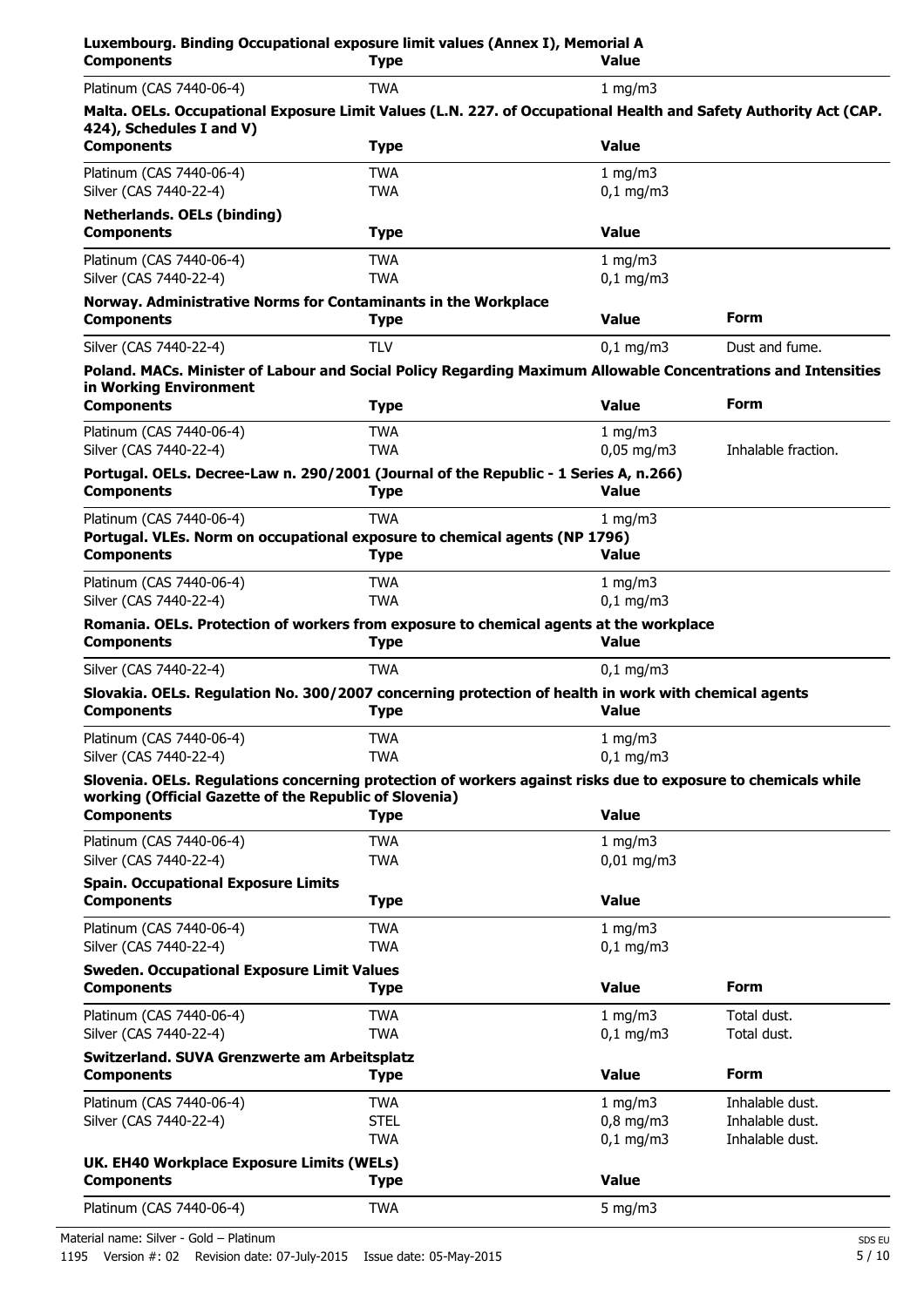**Luxembourg. Binding Occupational exposure limit values (Annex I), Memorial A**

| Components | Type | Value |
| --- | --- | --- |
| Platinum (CAS 7440-06-4) | TWA | 1 mg/m3 |

**Malta. OELs. Occupational Exposure Limit Values (L.N. 227. of Occupational Health and Safety Authority Act (CAP. 424), Schedules I and V)**

| Components | Type | Value |
| --- | --- | --- |
| Platinum (CAS 7440-06-4) | TWA | 1 mg/m3 |
| Silver (CAS 7440-22-4) | TWA | 0,1 mg/m3 |

**Netherlands. OELs (binding)**

| Components | Type | Value |
| --- | --- | --- |
| Platinum (CAS 7440-06-4) | TWA | 1 mg/m3 |
| Silver (CAS 7440-22-4) | TWA | 0,1 mg/m3 |

**Norway. Administrative Norms for Contaminants in the Workplace**

| Components | Type | Value | Form |
| --- | --- | --- | --- |
| Silver (CAS 7440-22-4) | TLV | 0,1 mg/m3 | Dust and fume. |

**Poland. MACs. Minister of Labour and Social Policy Regarding Maximum Allowable Concentrations and Intensities in Working Environment**

| Components | Type | Value | Form |
| --- | --- | --- | --- |
| Platinum (CAS 7440-06-4) | TWA | 1 mg/m3 | |
| Silver (CAS 7440-22-4) | TWA | 0,05 mg/m3 | Inhalable fraction. |

**Portugal. OELs. Decree-Law n. 290/2001 (Journal of the Republic - 1 Series A, n.266)**

| Components | Type | Value |
| --- | --- | --- |
| Platinum (CAS 7440-06-4) | TWA | 1 mg/m3 |

**Portugal. VLEs. Norm on occupational exposure to chemical agents (NP 1796)**

| Components | Type | Value |
| --- | --- | --- |
| Platinum (CAS 7440-06-4) | TWA | 1 mg/m3 |
| Silver (CAS 7440-22-4) | TWA | 0,1 mg/m3 |

**Romania. OELs. Protection of workers from exposure to chemical agents at the workplace**

| Components | Type | Value |
| --- | --- | --- |
| Silver (CAS 7440-22-4) | TWA | 0,1 mg/m3 |

**Slovakia. OELs. Regulation No. 300/2007 concerning protection of health in work with chemical agents**

| Components | Type | Value |
| --- | --- | --- |
| Platinum (CAS 7440-06-4) | TWA | 1 mg/m3 |
| Silver (CAS 7440-22-4) | TWA | 0,1 mg/m3 |

**Slovenia. OELs. Regulations concerning protection of workers against risks due to exposure to chemicals while working (Official Gazette of the Republic of Slovenia)**

| Components | Type | Value |
| --- | --- | --- |
| Platinum (CAS 7440-06-4) | TWA | 1 mg/m3 |
| Silver (CAS 7440-22-4) | TWA | 0,01 mg/m3 |

**Spain. Occupational Exposure Limits**

| Components | Type | Value |
| --- | --- | --- |
| Platinum (CAS 7440-06-4) | TWA | 1 mg/m3 |
| Silver (CAS 7440-22-4) | TWA | 0,1 mg/m3 |

**Sweden. Occupational Exposure Limit Values**

| Components | Type | Value | Form |
| --- | --- | --- | --- |
| Platinum (CAS 7440-06-4) | TWA | 1 mg/m3 | Total dust. |
| Silver (CAS 7440-22-4) | TWA | 0,1 mg/m3 | Total dust. |

**Switzerland. SUVA Grenzwerte am Arbeitsplatz**

| Components | Type | Value | Form |
| --- | --- | --- | --- |
| Platinum (CAS 7440-06-4) | TWA | 1 mg/m3 | Inhalable dust. |
| Silver (CAS 7440-22-4) | STEL | 0,8 mg/m3 | Inhalable dust. |
| | TWA | 0,1 mg/m3 | Inhalable dust. |

**UK. EH40 Workplace Exposure Limits (WELs)**

| Components | Type | Value |
| --- | --- | --- |
| Platinum (CAS 7440-06-4) | TWA | 5 mg/m3 |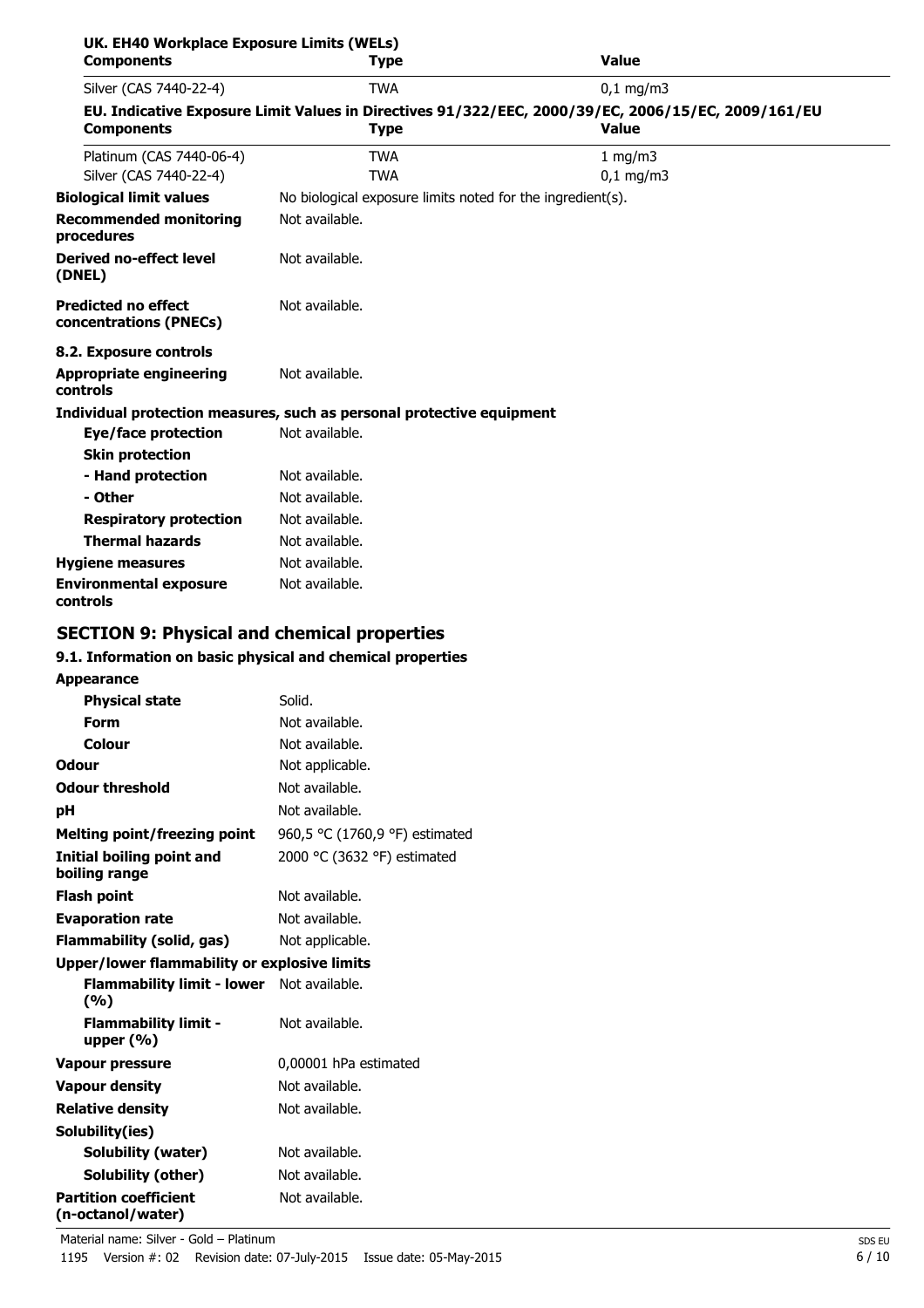**UK. EH40 Workplace Exposure Limits (WELs)**

| Components | Type | Value |
|---|---|---|
| Silver (CAS 7440-22-4) | TWA | 0,1 mg/m3 |

**EU. Indicative Exposure Limit Values in Directives 91/322/EEC, 2000/39/EC, 2006/15/EC, 2009/161/EU**

| Components | Type | Value |
|---|---|---|
| Platinum (CAS 7440-06-4) | TWA | 1 mg/m3 |
| Silver (CAS 7440-22-4) | TWA | 0,1 mg/m3 |

| | |
|---|---|
| **Biological limit values** | No biological exposure limits noted for the ingredient(s). |
| **Recommended monitoring procedures** | Not available. |
| **Derived no-effect level (DNEL)** | Not available. |
| **Predicted no effect concentrations (PNECs)** | Not available. |

**8.2. Exposure controls**

| | |
|---|---|
| **Appropriate engineering controls** | Not available. |

**Individual protection measures, such as personal protective equipment**

| | |
|---|---|
| **Eye/face protection** | Not available. |
| **Skin protection** | |
| **- Hand protection** | Not available. |
| **- Other** | Not available. |
| **Respiratory protection** | Not available. |
| **Thermal hazards** | Not available. |
| **Hygiene measures** | Not available. |
| **Environmental exposure controls** | Not available. |

## SECTION 9: Physical and chemical properties

**9.1. Information on basic physical and chemical properties**

| | |
|---|---|
| **Appearance** | |
| **Physical state** | Solid. |
| **Form** | Not available. |
| **Colour** | Not available. |
| **Odour** | Not applicable. |
| **Odour threshold** | Not available. |
| **pH** | Not available. |
| **Melting point/freezing point** | 960,5 °C (1760,9 °F) estimated |
| **Initial boiling point and boiling range** | 2000 °C (3632 °F) estimated |
| **Flash point** | Not available. |
| **Evaporation rate** | Not available. |
| **Flammability (solid, gas)** | Not applicable. |
| **Upper/lower flammability or explosive limits** | |
| **Flammability limit - lower (%)** | Not available. |
| **Flammability limit - upper (%)** | Not available. |
| **Vapour pressure** | 0,00001 hPa estimated |
| **Vapour density** | Not available. |
| **Relative density** | Not available. |
| **Solubility(ies)** | |
| **Solubility (water)** | Not available. |
| **Solubility (other)** | Not available. |
| **Partition coefficient (n-octanol/water)** | Not available. |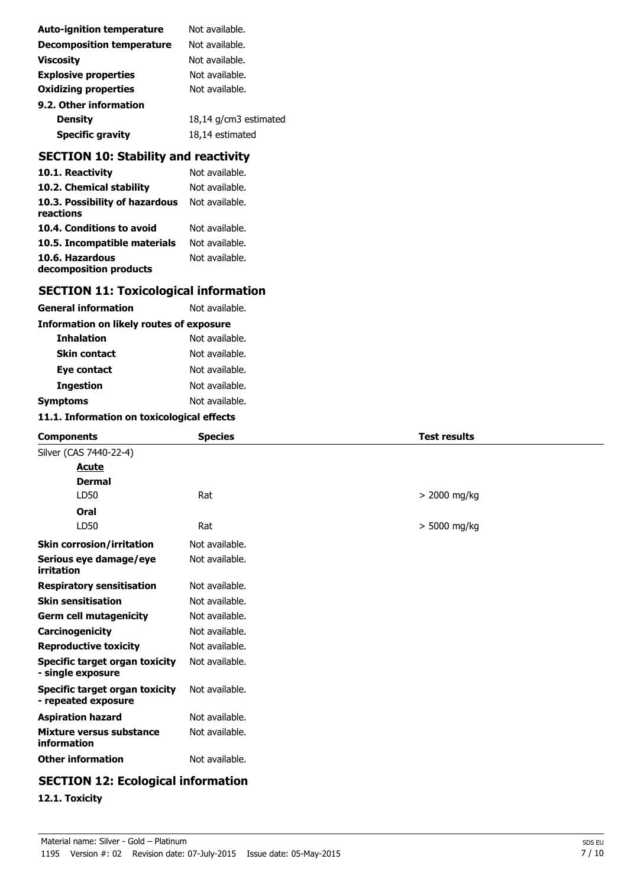| | |
|---|---|
| **Auto-ignition temperature** | Not available. |
| **Decomposition temperature** | Not available. |
| **Viscosity** | Not available. |
| **Explosive properties** | Not available. |
| **Oxidizing properties** | Not available. |
| **9.2. Other information** | |
| **Density** | 18,14 g/cm3 estimated |
| **Specific gravity** | 18,14 estimated |

## SECTION 10: Stability and reactivity

| | |
|---|---|
| **10.1. Reactivity** | Not available. |
| **10.2. Chemical stability** | Not available. |
| **10.3. Possibility of hazardous reactions** | Not available. |
| **10.4. Conditions to avoid** | Not available. |
| **10.5. Incompatible materials** | Not available. |
| **10.6. Hazardous decomposition products** | Not available. |

## SECTION 11: Toxicological information

| | |
|---|---|
| **General information** | Not available. |
| **Information on likely routes of exposure** | |
| **Inhalation** | Not available. |
| **Skin contact** | Not available. |
| **Eye contact** | Not available. |
| **Ingestion** | Not available. |
| **Symptoms** | Not available. |

### 11.1. Information on toxicological effects

| Components | Species | Test results |
|---|---|---|
| Silver (CAS 7440-22-4) | | |
| **Acute** | | |
| **Dermal** | | |
| LD50 | Rat | > 2000 mg/kg |
| **Oral** | | |
| LD50 | Rat | > 5000 mg/kg |

| | |
|---|---|
| **Skin corrosion/irritation** | Not available. |
| **Serious eye damage/eye irritation** | Not available. |
| **Respiratory sensitisation** | Not available. |
| **Skin sensitisation** | Not available. |
| **Germ cell mutagenicity** | Not available. |
| **Carcinogenicity** | Not available. |
| **Reproductive toxicity** | Not available. |
| **Specific target organ toxicity - single exposure** | Not available. |
| **Specific target organ toxicity - repeated exposure** | Not available. |
| **Aspiration hazard** | Not available. |
| **Mixture versus substance information** | Not available. |
| **Other information** | Not available. |

## SECTION 12: Ecological information

### 12.1. Toxicity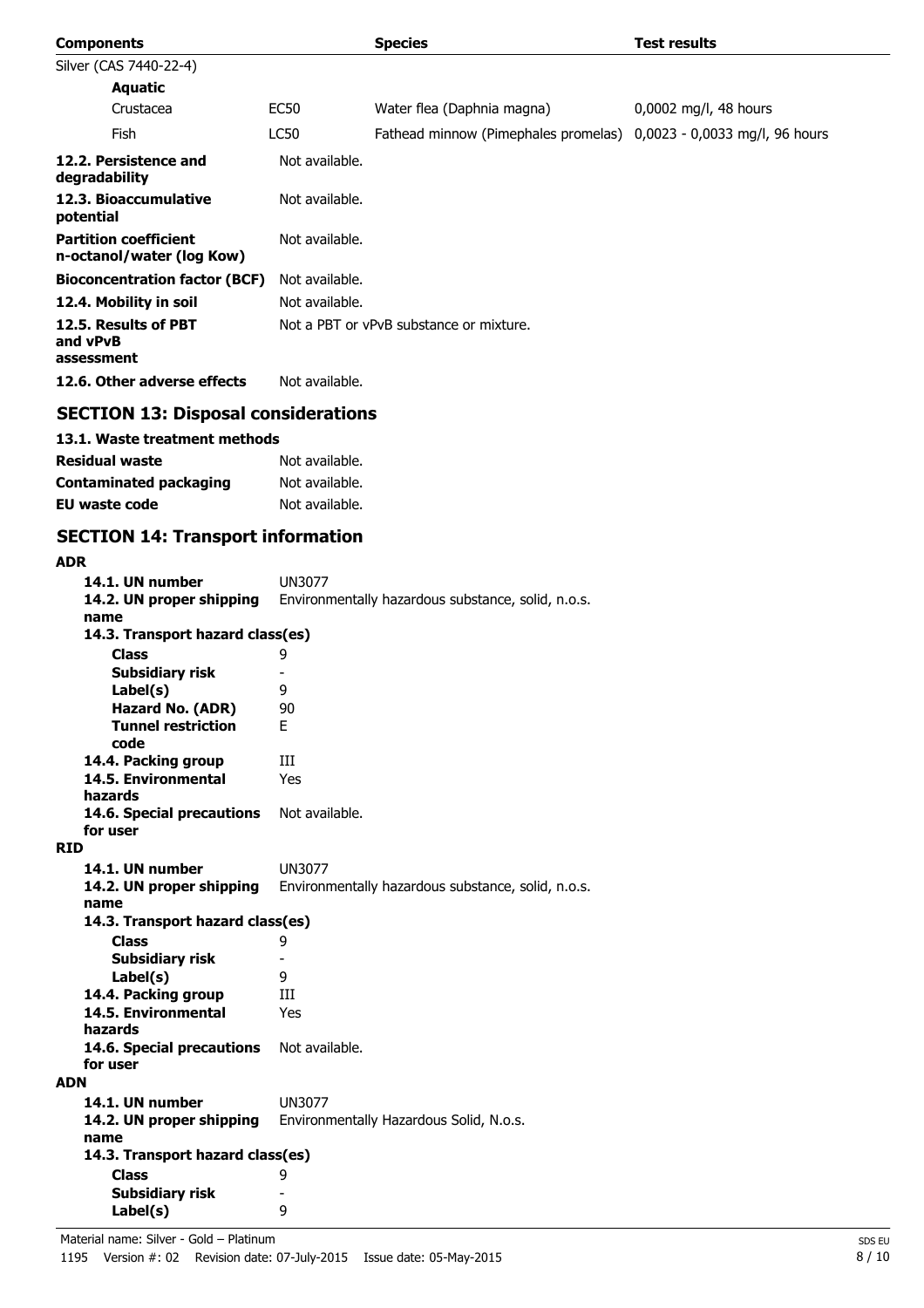| Components | | Species | Test results |
| --- | --- | --- | --- |
| Silver (CAS 7440-22-4) | | | |
| **Aquatic** | | | |
| Crustacea | EC50 | Water flea (Daphnia magna) | 0,0002 mg/l, 48 hours |
| Fish | LC50 | Fathead minnow (Pimephales promelas) | 0,0023 - 0,0033 mg/l, 96 hours |

**12.2. Persistence and degradability** Not available.

**12.3. Bioaccumulative potential** Not available.

**Partition coefficient n-octanol/water (log Kow)** Not available.

**Bioconcentration factor (BCF)** Not available.

**12.4. Mobility in soil** Not available.

**12.5. Results of PBT and vPvB assessment** Not a PBT or vPvB substance or mixture.

**12.6. Other adverse effects** Not available.

## SECTION 13: Disposal considerations

### 13.1. Waste treatment methods

**Residual waste** Not available.

**Contaminated packaging** Not available.

**EU waste code** Not available.

## SECTION 14: Transport information

**ADR**

- **14.1. UN number** UN3077
- **14.2. UN proper shipping name** Environmentally hazardous substance, solid, n.o.s.
- **14.3. Transport hazard class(es)**
  - **Class** 9
  - **Subsidiary risk** -
  - **Label(s)** 9
  - **Hazard No. (ADR)** 90
  - **Tunnel restriction code** E
- **14.4. Packing group** III
- **14.5. Environmental hazards** Yes
- **14.6. Special precautions for user** Not available.

**RID**

- **14.1. UN number** UN3077
- **14.2. UN proper shipping name** Environmentally hazardous substance, solid, n.o.s.
- **14.3. Transport hazard class(es)**
  - **Class** 9
  - **Subsidiary risk** -
  - **Label(s)** 9
- **14.4. Packing group** III
- **14.5. Environmental hazards** Yes
- **14.6. Special precautions for user** Not available.

**ADN**

- **14.1. UN number** UN3077
- **14.2. UN proper shipping name** Environmentally Hazardous Solid, N.o.s.
- **14.3. Transport hazard class(es)**
  - **Class** 9
  - **Subsidiary risk** -
  - **Label(s)** 9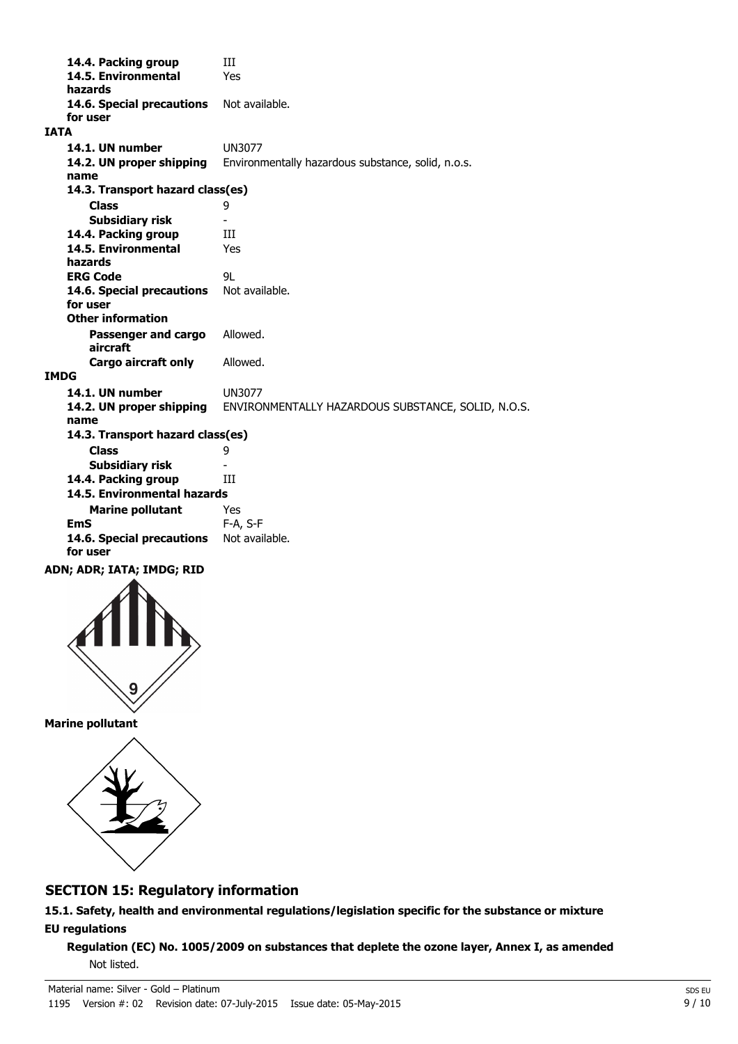| | |
|---|---|
| **14.4. Packing group** | III |
| **14.5. Environmental hazards** | Yes |
| **14.6. Special precautions for user** | Not available. |

**IATA**

| | |
|---|---|
| **14.1. UN number** | UN3077 |
| **14.2. UN proper shipping name** | Environmentally hazardous substance, solid, n.o.s. |
| **14.3. Transport hazard class(es)** | |
| **Class** | 9 |
| **Subsidiary risk** | - |
| **14.4. Packing group** | III |
| **14.5. Environmental hazards** | Yes |
| **ERG Code** | 9L |
| **14.6. Special precautions for user** | Not available. |
| **Other information** | |
| **Passenger and cargo aircraft** | Allowed. |
| **Cargo aircraft only** | Allowed. |

**IMDG**

| | |
|---|---|
| **14.1. UN number** | UN3077 |
| **14.2. UN proper shipping name** | ENVIRONMENTALLY HAZARDOUS SUBSTANCE, SOLID, N.O.S. |
| **14.3. Transport hazard class(es)** | |
| **Class** | 9 |
| **Subsidiary risk** | - |
| **14.4. Packing group** | III |
| **14.5. Environmental hazards** | |
| **Marine pollutant** | Yes |
| **EmS** | F-A, S-F |
| **14.6. Special precautions for user** | Not available. |

**ADN; ADR; IATA; IMDG; RID**

**Marine pollutant**

## SECTION 15: Regulatory information

**15.1. Safety, health and environmental regulations/legislation specific for the substance or mixture**

**EU regulations**

**Regulation (EC) No. 1005/2009 on substances that deplete the ozone layer, Annex I, as amended**

Not listed.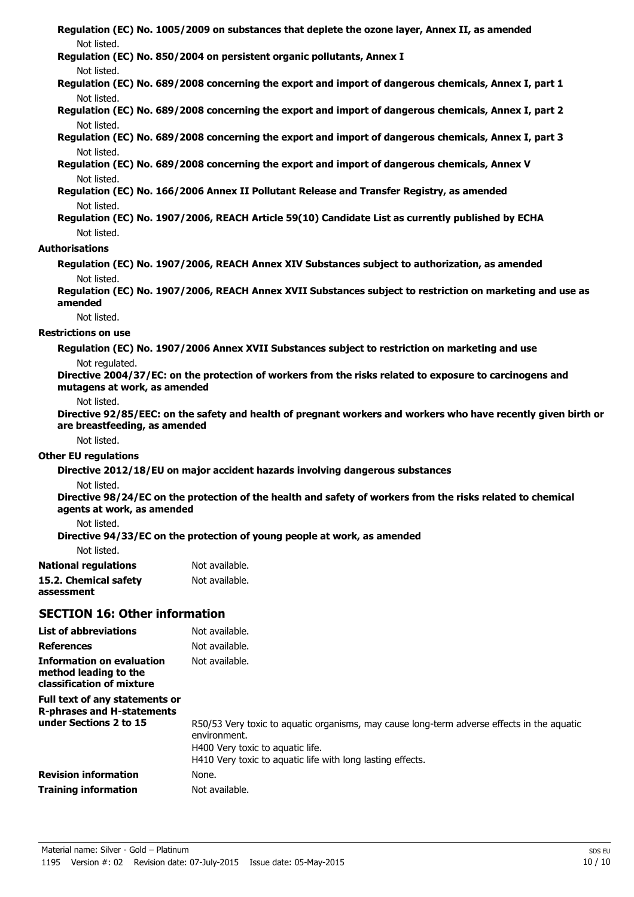**Regulation (EC) No. 1005/2009 on substances that deplete the ozone layer, Annex II, as amended**

Not listed.

**Regulation (EC) No. 850/2004 on persistent organic pollutants, Annex I**

Not listed.

**Regulation (EC) No. 689/2008 concerning the export and import of dangerous chemicals, Annex I, part 1**

Not listed.

**Regulation (EC) No. 689/2008 concerning the export and import of dangerous chemicals, Annex I, part 2**

Not listed.

**Regulation (EC) No. 689/2008 concerning the export and import of dangerous chemicals, Annex I, part 3**

Not listed.

**Regulation (EC) No. 689/2008 concerning the export and import of dangerous chemicals, Annex V**

Not listed.

**Regulation (EC) No. 166/2006 Annex II Pollutant Release and Transfer Registry, as amended**

Not listed.

**Regulation (EC) No. 1907/2006, REACH Article 59(10) Candidate List as currently published by ECHA**

Not listed.

**Authorisations**

**Regulation (EC) No. 1907/2006, REACH Annex XIV Substances subject to authorization, as amended**

Not listed.

**Regulation (EC) No. 1907/2006, REACH Annex XVII Substances subject to restriction on marketing and use as amended**

Not listed.

**Restrictions on use**

**Regulation (EC) No. 1907/2006 Annex XVII Substances subject to restriction on marketing and use**

Not regulated.

**Directive 2004/37/EC: on the protection of workers from the risks related to exposure to carcinogens and mutagens at work, as amended**

Not listed.

**Directive 92/85/EEC: on the safety and health of pregnant workers and workers who have recently given birth or are breastfeeding, as amended**

Not listed.

**Other EU regulations**

**Directive 2012/18/EU on major accident hazards involving dangerous substances**

Not listed.

**Directive 98/24/EC on the protection of the health and safety of workers from the risks related to chemical agents at work, as amended**

Not listed.

**Directive 94/33/EC on the protection of young people at work, as amended**

Not listed.

**National regulations** Not available.

**15.2. Chemical safety assessment** Not available.

## SECTION 16: Other information

**List of abbreviations** Not available.

**References** Not available.

**Information on evaluation method leading to the classification of mixture** Not available.

**Full text of any statements or R-phrases and H-statements under Sections 2 to 15**

R50/53 Very toxic to aquatic organisms, may cause long-term adverse effects in the aquatic environment.
H400 Very toxic to aquatic life.
H410 Very toxic to aquatic life with long lasting effects.

**Revision information** None.

**Training information** Not available.

Material name: Silver - Gold – Platinum
1195 Version #: 02 Revision date: 07-July-2015 Issue date: 05-May-2015